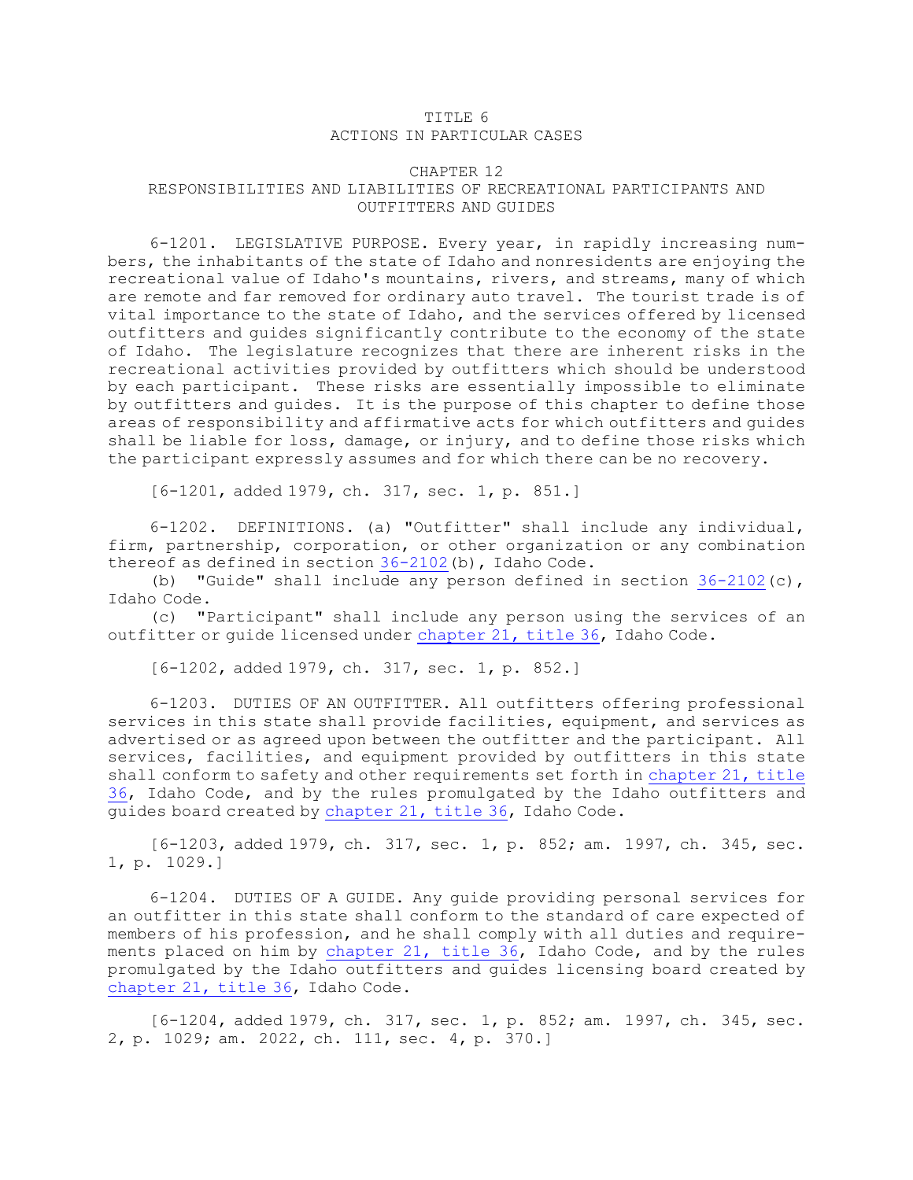# TITLE 6
# ACTIONS IN PARTICULAR CASES

## CHAPTER 12
## RESPONSIBILITIES AND LIABILITIES OF RECREATIONAL PARTICIPANTS AND OUTFITTERS AND GUIDES

6-1201. LEGISLATIVE PURPOSE. Every year, in rapidly increasing numbers, the inhabitants of the state of Idaho and nonresidents are enjoying the recreational value of Idaho's mountains, rivers, and streams, many of which are remote and far removed for ordinary auto travel. The tourist trade is of vital importance to the state of Idaho, and the services offered by licensed outfitters and guides significantly contribute to the economy of the state of Idaho. The legislature recognizes that there are inherent risks in the recreational activities provided by outfitters which should be understood by each participant. These risks are essentially impossible to eliminate by outfitters and guides. It is the purpose of this chapter to define those areas of responsibility and affirmative acts for which outfitters and guides shall be liable for loss, damage, or injury, and to define those risks which the participant expressly assumes and for which there can be no recovery.

[6-1201, added 1979, ch. 317, sec. 1, p. 851.]

6-1202. DEFINITIONS. (a) "Outfitter" shall include any individual, firm, partnership, corporation, or other organization or any combination thereof as defined in section 36-2102(b), Idaho Code.

(b) "Guide" shall include any person defined in section 36-2102(c), Idaho Code.

(c) "Participant" shall include any person using the services of an outfitter or guide licensed under chapter 21, title 36, Idaho Code.

[6-1202, added 1979, ch. 317, sec. 1, p. 852.]

6-1203. DUTIES OF AN OUTFITTER. All outfitters offering professional services in this state shall provide facilities, equipment, and services as advertised or as agreed upon between the outfitter and the participant. All services, facilities, and equipment provided by outfitters in this state shall conform to safety and other requirements set forth in chapter 21, title 36, Idaho Code, and by the rules promulgated by the Idaho outfitters and guides board created by chapter 21, title 36, Idaho Code.

[6-1203, added 1979, ch. 317, sec. 1, p. 852; am. 1997, ch. 345, sec. 1, p. 1029.]

6-1204. DUTIES OF A GUIDE. Any guide providing personal services for an outfitter in this state shall conform to the standard of care expected of members of his profession, and he shall comply with all duties and requirements placed on him by chapter 21, title 36, Idaho Code, and by the rules promulgated by the Idaho outfitters and guides licensing board created by chapter 21, title 36, Idaho Code.

[6-1204, added 1979, ch. 317, sec. 1, p. 852; am. 1997, ch. 345, sec. 2, p. 1029; am. 2022, ch. 111, sec. 4, p. 370.]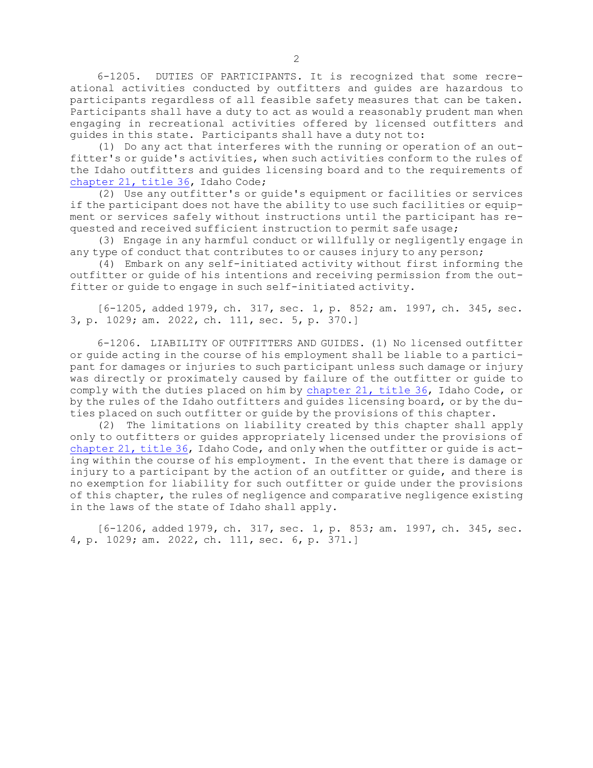6-1205. DUTIES OF PARTICIPANTS. It is recognized that some recreational activities conducted by outfitters and guides are hazardous to participants regardless of all feasible safety measures that can be taken. Participants shall have a duty to act as would a reasonably prudent man when engaging in recreational activities offered by licensed outfitters and guides in this state. Participants shall have a duty not to:

(1) Do any act that interferes with the running or operation of an outfitter's or guide's activities, when such activities conform to the rules of the Idaho outfitters and guides licensing board and to the requirements of chapter 21, title 36, Idaho Code;

(2) Use any outfitter's or guide's equipment or facilities or services if the participant does not have the ability to use such facilities or equipment or services safely without instructions until the participant has requested and received sufficient instruction to permit safe usage;

(3) Engage in any harmful conduct or willfully or negligently engage in any type of conduct that contributes to or causes injury to any person;

(4) Embark on any self-initiated activity without first informing the outfitter or guide of his intentions and receiving permission from the outfitter or guide to engage in such self-initiated activity.

[6-1205, added 1979, ch. 317, sec. 1, p. 852; am. 1997, ch. 345, sec. 3, p. 1029; am. 2022, ch. 111, sec. 5, p. 370.]

6-1206. LIABILITY OF OUTFITTERS AND GUIDES. (1) No licensed outfitter or guide acting in the course of his employment shall be liable to a participant for damages or injuries to such participant unless such damage or injury was directly or proximately caused by failure of the outfitter or guide to comply with the duties placed on him by chapter 21, title 36, Idaho Code, or by the rules of the Idaho outfitters and guides licensing board, or by the duties placed on such outfitter or guide by the provisions of this chapter.

(2) The limitations on liability created by this chapter shall apply only to outfitters or guides appropriately licensed under the provisions of chapter 21, title 36, Idaho Code, and only when the outfitter or guide is acting within the course of his employment. In the event that there is damage or injury to a participant by the action of an outfitter or guide, and there is no exemption for liability for such outfitter or guide under the provisions of this chapter, the rules of negligence and comparative negligence existing in the laws of the state of Idaho shall apply.

[6-1206, added 1979, ch. 317, sec. 1, p. 853; am. 1997, ch. 345, sec. 4, p. 1029; am. 2022, ch. 111, sec. 6, p. 371.]